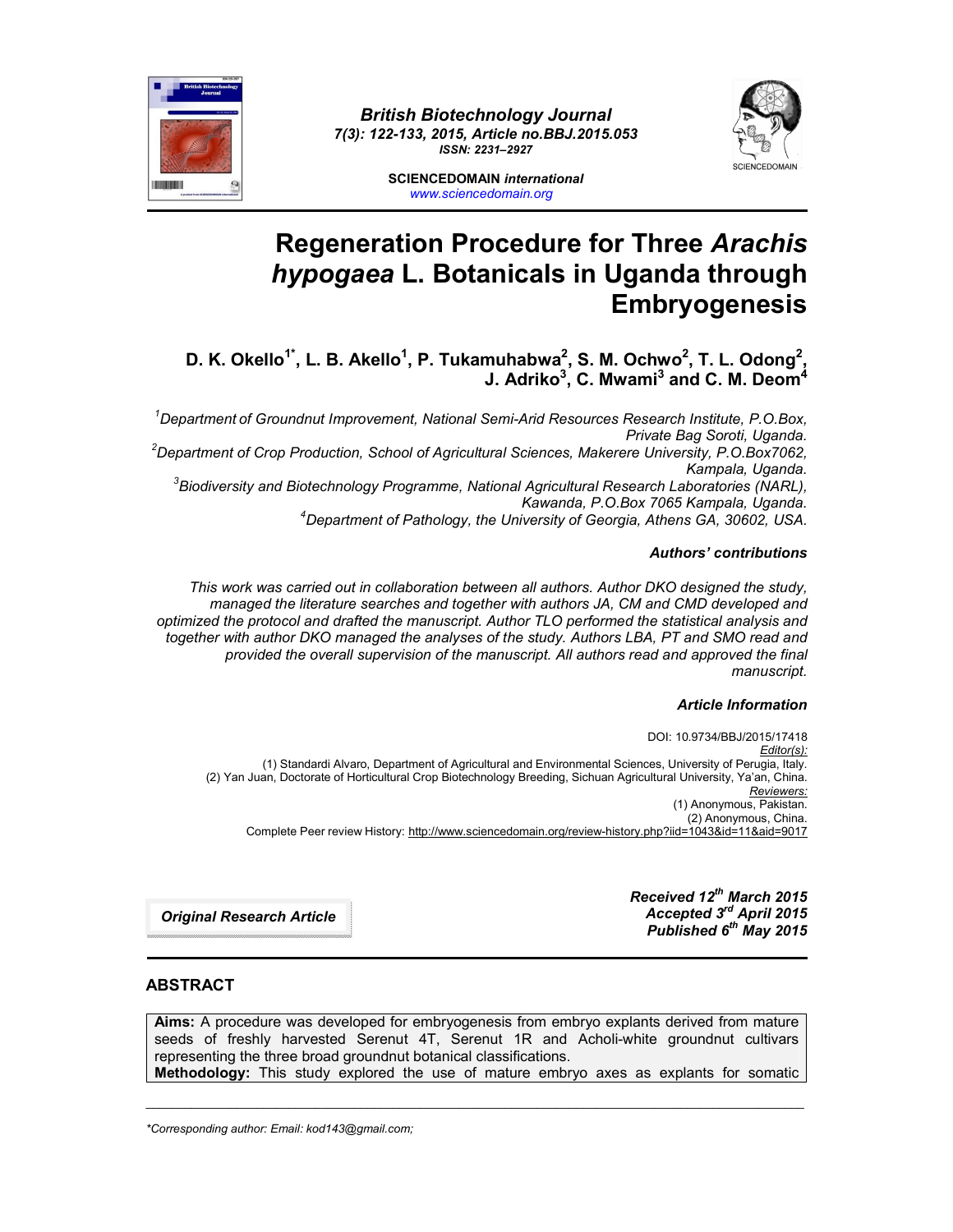# Regeneration Procedure for Three *Arachis hypogaea* L. Botanicals in Uganda through Embryogenesis

**D. K. Okello[1*], L. B. Akello[1], P. Tukamuhabwa[2], S. M. Ochwo[2], T. L. Odong[2], J. Adriko[3], C. Mwami[3] and C. M. Deom[4]**

*[1]Department of Groundnut Improvement, National Semi-Arid Resources Research Institute, P.O.Box, Private Bag Soroti, Uganda.*
*[2]Department of Crop Production, School of Agricultural Sciences, Makerere University, P.O.Box7062, Kampala, Uganda.*
*[3]Biodiversity and Biotechnology Programme, National Agricultural Research Laboratories (NARL), Kawanda, P.O.Box 7065 Kampala, Uganda.*
*[4]Department of Pathology, the University of Georgia, Athens GA, 30602, USA.*

***Authors' contributions***

*This work was carried out in collaboration between all authors. Author DKO designed the study, managed the literature searches and together with authors JA, CM and CMD developed and optimized the protocol and drafted the manuscript. Author TLO performed the statistical analysis and together with author DKO managed the analyses of the study. Authors LBA, PT and SMO read and provided the overall supervision of the manuscript. All authors read and approved the final manuscript.*

***Article Information***

DOI: 10.9734/BBJ/2015/17418
*Editor(s):*
(1) Standardi Alvaro, Department of Agricultural and Environmental Sciences, University of Perugia, Italy.
(2) Yan Juan, Doctorate of Horticultural Crop Biotechnology Breeding, Sichuan Agricultural University, Ya'an, China.
*Reviewers:*
(1) Anonymous, Pakistan.
(2) Anonymous, China.
Complete Peer review History: http://www.sciencedomain.org/review-history.php?iid=1043&id=11&aid=9017

***Original Research Article***

***Received 12th March 2015***
***Accepted 3rd April 2015***
***Published 6th May 2015***

## ABSTRACT

**Aims:** A procedure was developed for embryogenesis from embryo explants derived from mature seeds of freshly harvested Serenut 4T, Serenut 1R and Acholi-white groundnut cultivars representing the three broad groundnut botanical classifications.

**Methodology:** This study explored the use of mature embryo axes as explants for somatic

*Corresponding author: Email: kod143@gmail.com;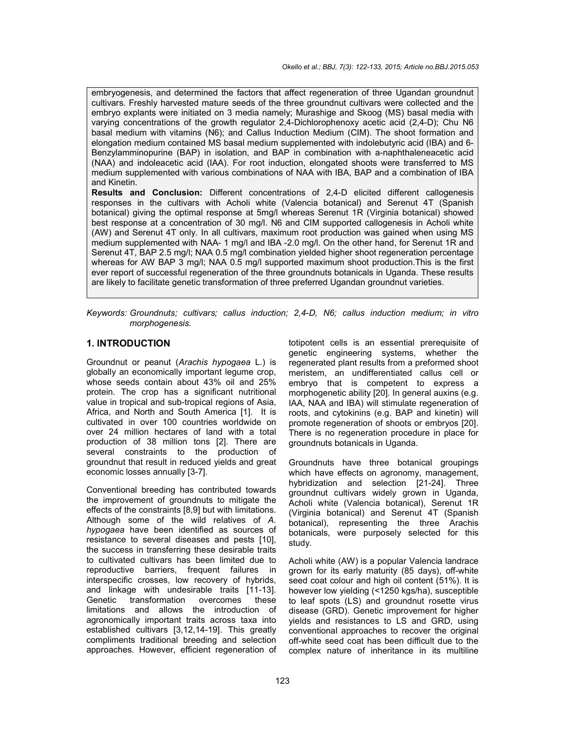embryogenesis, and determined the factors that affect regeneration of three Ugandan groundnut cultivars. Freshly harvested mature seeds of the three groundnut cultivars were collected and the embryo explants were initiated on 3 media namely; Murashige and Skoog (MS) basal media with varying concentrations of the growth regulator 2,4-Dichlorophenoxy acetic acid (2,4-D); Chu N6 basal medium with vitamins (N6); and Callus Induction Medium (CIM). The shoot formation and elongation medium contained MS basal medium supplemented with indolebutyric acid (IBA) and 6-Benzylamminopurine (BAP) in isolation, and BAP in combination with a-naphthaleneacetic acid (NAA) and indoleacetic acid (IAA). For root induction, elongated shoots were transferred to MS medium supplemented with various combinations of NAA with IBA, BAP and a combination of IBA and Kinetin.

**Results and Conclusion:** Different concentrations of 2,4-D elicited different callogenesis responses in the cultivars with Acholi white (Valencia botanical) and Serenut 4T (Spanish botanical) giving the optimal response at 5mg/l whereas Serenut 1R (Virginia botanical) showed best response at a concentration of 30 mg/l. N6 and CIM supported callogenesis in Acholi white (AW) and Serenut 4T only. In all cultivars, maximum root production was gained when using MS medium supplemented with NAA- 1 mg/l and IBA -2.0 mg/l. On the other hand, for Serenut 1R and Serenut 4T, BAP 2.5 mg/l; NAA 0.5 mg/l combination yielded higher shoot regeneration percentage whereas for AW BAP 3 mg/l; NAA 0.5 mg/l supported maximum shoot production.This is the first ever report of successful regeneration of the three groundnuts botanicals in Uganda. These results are likely to facilitate genetic transformation of three preferred Ugandan groundnut varieties.

*Keywords: Groundnuts; cultivars; callus induction; 2,4-D, N6; callus induction medium; in vitro morphogenesis.*

## 1. INTRODUCTION

Groundnut or peanut (*Arachis hypogaea* L.) is globally an economically important legume crop, whose seeds contain about 43% oil and 25% protein. The crop has a significant nutritional value in tropical and sub-tropical regions of Asia, Africa, and North and South America [1]. It is cultivated in over 100 countries worldwide on over 24 million hectares of land with a total production of 38 million tons [2]. There are several constraints to the production of groundnut that result in reduced yields and great economic losses annually [3-7].

Conventional breeding has contributed towards the improvement of groundnuts to mitigate the effects of the constraints [8,9] but with limitations. Although some of the wild relatives of *A. hypogaea* have been identified as sources of resistance to several diseases and pests [10], the success in transferring these desirable traits to cultivated cultivars has been limited due to reproductive barriers, frequent failures in interspecific crosses, low recovery of hybrids, and linkage with undesirable traits [11-13]. Genetic transformation overcomes these limitations and allows the introduction of agronomically important traits across taxa into established cultivars [3,12,14-19]. This greatly compliments traditional breeding and selection approaches. However, efficient regeneration of totipotent cells is an essential prerequisite of genetic engineering systems, whether the regenerated plant results from a preformed shoot meristem, an undifferentiated callus cell or embryo that is competent to express a morphogenetic ability [20]. In general auxins (e.g. IAA, NAA and IBA) will stimulate regeneration of roots, and cytokinins (e.g. BAP and kinetin) will promote regeneration of shoots or embryos [20]. There is no regeneration procedure in place for groundnuts botanicals in Uganda.

Groundnuts have three botanical groupings which have effects on agronomy, management, hybridization and selection [21-24]. Three groundnut cultivars widely grown in Uganda, Acholi white (Valencia botanical), Serenut 1R (Virginia botanical) and Serenut 4T (Spanish botanical), representing the three Arachis botanicals, were purposely selected for this study.

Acholi white (AW) is a popular Valencia landrace grown for its early maturity (85 days), off-white seed coat colour and high oil content (51%). It is however low yielding (<1250 kgs/ha), susceptible to leaf spots (LS) and groundnut rosette virus disease (GRD). Genetic improvement for higher yields and resistances to LS and GRD, using conventional approaches to recover the original off-white seed coat has been difficult due to the complex nature of inheritance in its multiline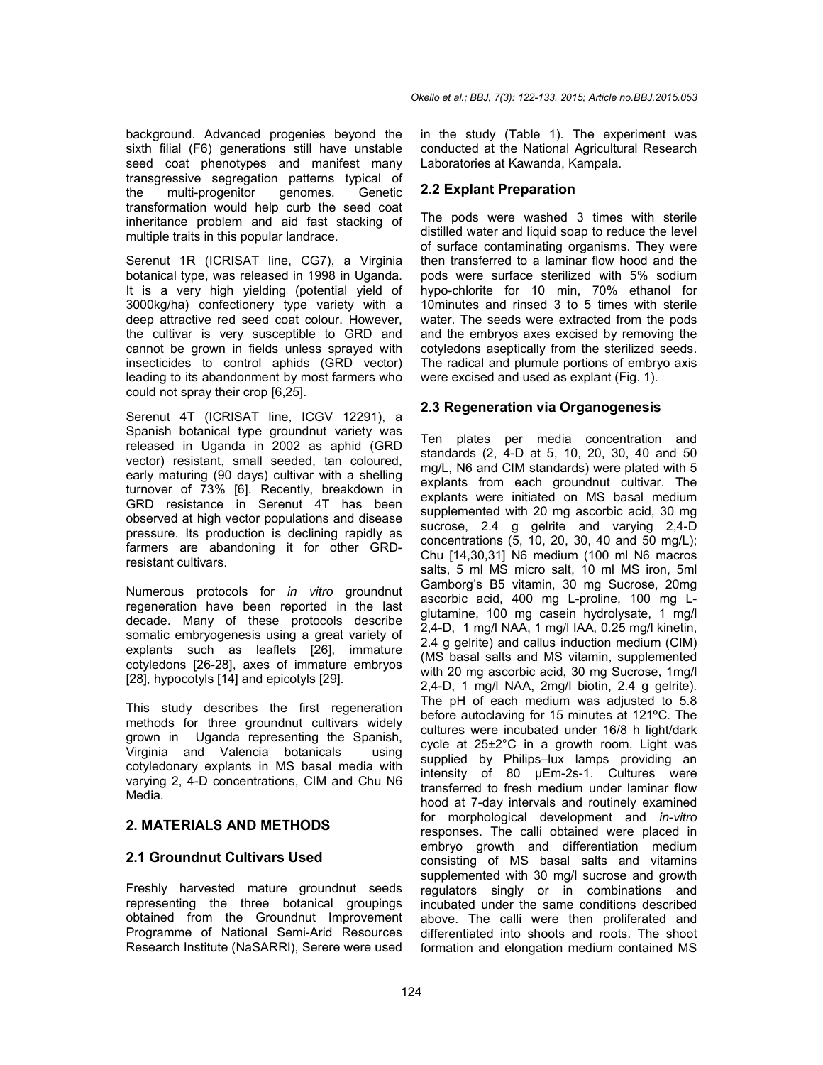background. Advanced progenies beyond the sixth filial (F6) generations still have unstable seed coat phenotypes and manifest many transgressive segregation patterns typical of the multi-progenitor genomes. Genetic transformation would help curb the seed coat inheritance problem and aid fast stacking of multiple traits in this popular landrace.

Serenut 1R (ICRISAT line, CG7), a Virginia botanical type, was released in 1998 in Uganda. It is a very high yielding (potential yield of 3000kg/ha) confectionery type variety with a deep attractive red seed coat colour. However, the cultivar is very susceptible to GRD and cannot be grown in fields unless sprayed with insecticides to control aphids (GRD vector) leading to its abandonment by most farmers who could not spray their crop [6,25].

Serenut 4T (ICRISAT line, ICGV 12291), a Spanish botanical type groundnut variety was released in Uganda in 2002 as aphid (GRD vector) resistant, small seeded, tan coloured, early maturing (90 days) cultivar with a shelling turnover of 73% [6]. Recently, breakdown in GRD resistance in Serenut 4T has been observed at high vector populations and disease pressure. Its production is declining rapidly as farmers are abandoning it for other GRD-resistant cultivars.

Numerous protocols for *in vitro* groundnut regeneration have been reported in the last decade. Many of these protocols describe somatic embryogenesis using a great variety of explants such as leaflets [26], immature cotyledons [26-28], axes of immature embryos [28], hypocotyls [14] and epicotyls [29].

This study describes the first regeneration methods for three groundnut cultivars widely grown in Uganda representing the Spanish, Virginia and Valencia botanicals using cotyledonary explants in MS basal media with varying 2, 4-D concentrations, CIM and Chu N6 Media.

## 2. MATERIALS AND METHODS

### 2.1 Groundnut Cultivars Used

Freshly harvested mature groundnut seeds representing the three botanical groupings obtained from the Groundnut Improvement Programme of National Semi-Arid Resources Research Institute (NaSARRI), Serere were used in the study (Table 1). The experiment was conducted at the National Agricultural Research Laboratories at Kawanda, Kampala.

### 2.2 Explant Preparation

The pods were washed 3 times with sterile distilled water and liquid soap to reduce the level of surface contaminating organisms. They were then transferred to a laminar flow hood and the pods were surface sterilized with 5% sodium hypo-chlorite for 10 min, 70% ethanol for 10minutes and rinsed 3 to 5 times with sterile water. The seeds were extracted from the pods and the embryos axes excised by removing the cotyledons aseptically from the sterilized seeds. The radical and plumule portions of embryo axis were excised and used as explant (Fig. 1).

### 2.3 Regeneration via Organogenesis

Ten plates per media concentration and standards (2, 4-D at 5, 10, 20, 30, 40 and 50 mg/L, N6 and CIM standards) were plated with 5 explants from each groundnut cultivar. The explants were initiated on MS basal medium supplemented with 20 mg ascorbic acid, 30 mg sucrose, 2.4 g gelrite and varying 2,4-D concentrations (5, 10, 20, 30, 40 and 50 mg/L); Chu [14,30,31] N6 medium (100 ml N6 macros salts, 5 ml MS micro salt, 10 ml MS iron, 5ml Gamborg's B5 vitamin, 30 mg Sucrose, 20mg ascorbic acid, 400 mg L-proline, 100 mg L-glutamine, 100 mg casein hydrolysate, 1 mg/l 2,4-D, 1 mg/l NAA, 1 mg/l IAA, 0.25 mg/l kinetin, 2.4 g gelrite) and callus induction medium (CIM) (MS basal salts and MS vitamin, supplemented with 20 mg ascorbic acid, 30 mg Sucrose, 1mg/l 2,4-D, 1 mg/l NAA, 2mg/l biotin, 2.4 g gelrite). The pH of each medium was adjusted to 5.8 before autoclaving for 15 minutes at 121ºC. The cultures were incubated under 16/8 h light/dark cycle at 25±2°C in a growth room. Light was supplied by Philips–lux lamps providing an intensity of 80 μEm-2s-1. Cultures were transferred to fresh medium under laminar flow hood at 7-day intervals and routinely examined for morphological development and *in-vitro* responses. The calli obtained were placed in embryo growth and differentiation medium consisting of MS basal salts and vitamins supplemented with 30 mg/l sucrose and growth regulators singly or in combinations and incubated under the same conditions described above. The calli were then proliferated and differentiated into shoots and roots. The shoot formation and elongation medium contained MS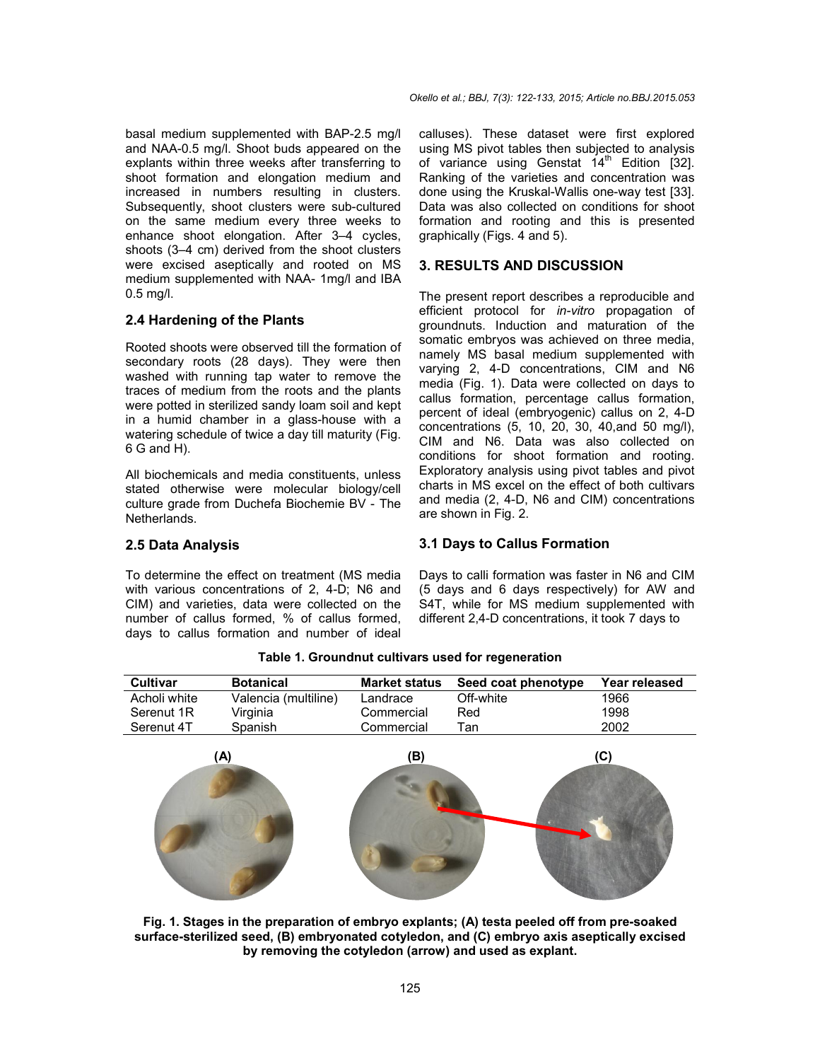basal medium supplemented with BAP-2.5 mg/l and NAA-0.5 mg/l. Shoot buds appeared on the explants within three weeks after transferring to shoot formation and elongation medium and increased in numbers resulting in clusters. Subsequently, shoot clusters were sub-cultured on the same medium every three weeks to enhance shoot elongation. After 3–4 cycles, shoots (3–4 cm) derived from the shoot clusters were excised aseptically and rooted on MS medium supplemented with NAA- 1mg/l and IBA 0.5 mg/l.

### 2.4 Hardening of the Plants

Rooted shoots were observed till the formation of secondary roots (28 days). They were then washed with running tap water to remove the traces of medium from the roots and the plants were potted in sterilized sandy loam soil and kept in a humid chamber in a glass-house with a watering schedule of twice a day till maturity (Fig. 6 G and H).

All biochemicals and media constituents, unless stated otherwise were molecular biology/cell culture grade from Duchefa Biochemie BV - The Netherlands.

### 2.5 Data Analysis

To determine the effect on treatment (MS media with various concentrations of 2, 4-D; N6 and CIM) and varieties, data were collected on the number of callus formed, % of callus formed, days to callus formation and number of ideal calluses). These dataset were first explored using MS pivot tables then subjected to analysis of variance using Genstat 14$^{th}$ Edition [32]. Ranking of the varieties and concentration was done using the Kruskal-Wallis one-way test [33]. Data was also collected on conditions for shoot formation and rooting and this is presented graphically (Figs. 4 and 5).

## 3. RESULTS AND DISCUSSION

The present report describes a reproducible and efficient protocol for *in-vitro* propagation of groundnuts. Induction and maturation of the somatic embryos was achieved on three media, namely MS basal medium supplemented with varying 2, 4-D concentrations, CIM and N6 media (Fig. 1). Data were collected on days to callus formation, percentage callus formation, percent of ideal (embryogenic) callus on 2, 4-D concentrations (5, 10, 20, 30, 40,and 50 mg/l), CIM and N6. Data was also collected on conditions for shoot formation and rooting. Exploratory analysis using pivot tables and pivot charts in MS excel on the effect of both cultivars and media (2, 4-D, N6 and CIM) concentrations are shown in Fig. 2.

### 3.1 Days to Callus Formation

Days to calli formation was faster in N6 and CIM (5 days and 6 days respectively) for AW and S4T, while for MS medium supplemented with different 2,4-D concentrations, it took 7 days to

**Table 1. Groundnut cultivars used for regeneration**

| Cultivar | Botanical | Market status | Seed coat phenotype | Year released |
|---|---|---|---|---|
| Acholi white | Valencia (multiline) | Landrace | Off-white | 1966 |
| Serenut 1R | Virginia | Commercial | Red | 1998 |
| Serenut 4T | Spanish | Commercial | Tan | 2002 |

**Fig. 1. Stages in the preparation of embryo explants; (A) testa peeled off from pre-soaked surface-sterilized seed, (B) embryonated cotyledon, and (C) embryo axis aseptically excised by removing the cotyledon (arrow) and used as explant.**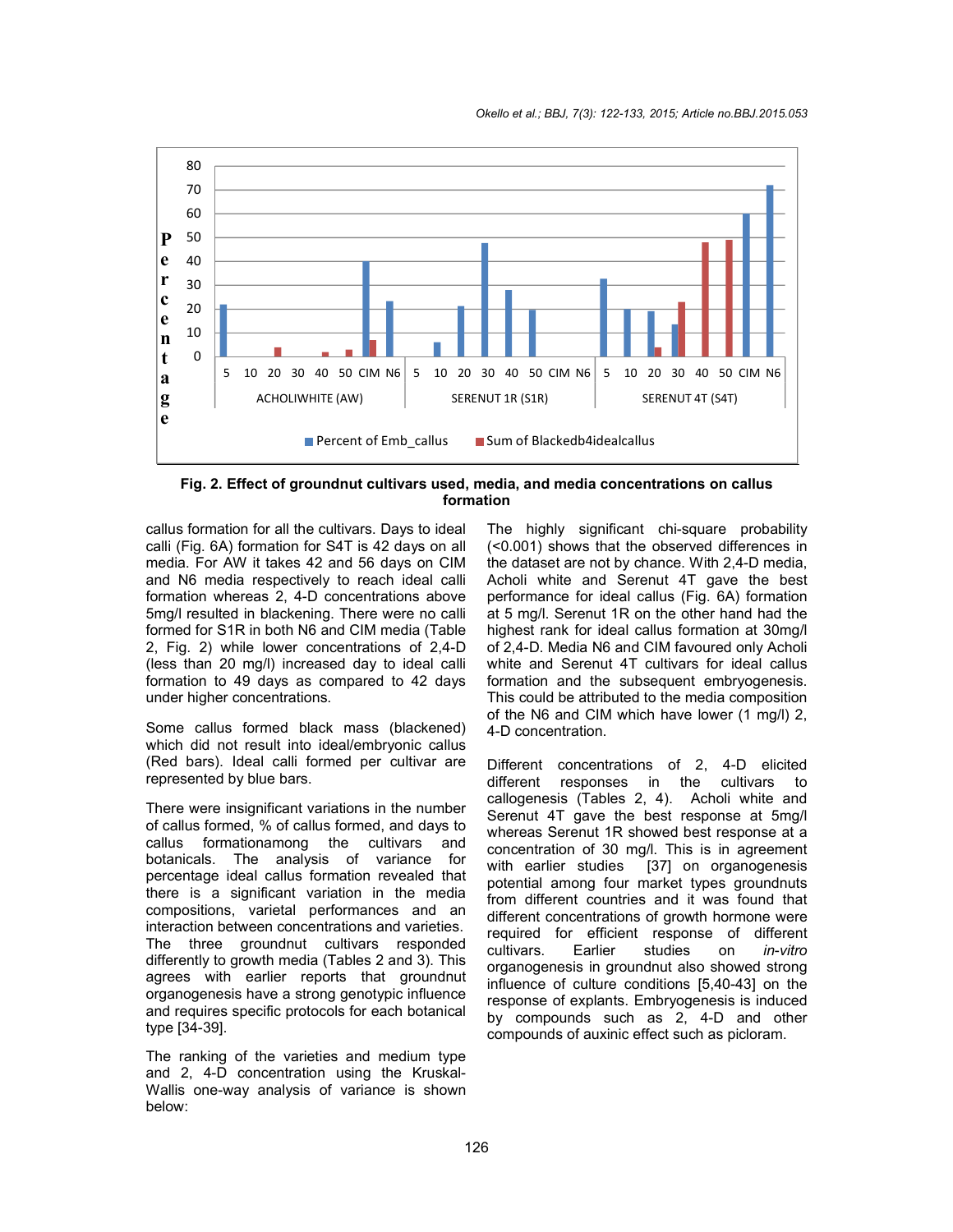**Fig. 2. Effect of groundnut cultivars used, media, and media concentrations on callus formation**

callus formation for all the cultivars. Days to ideal calli (Fig. 6A) formation for S4T is 42 days on all media. For AW it takes 42 and 56 days on CIM and N6 media respectively to reach ideal calli formation whereas 2, 4-D concentrations above 5mg/l resulted in blackening. There were no calli formed for S1R in both N6 and CIM media (Table 2, Fig. 2) while lower concentrations of 2,4-D (less than 20 mg/l) increased day to ideal calli formation to 49 days as compared to 42 days under higher concentrations.

Some callus formed black mass (blackened) which did not result into ideal/embryonic callus (Red bars). Ideal calli formed per cultivar are represented by blue bars.

There were insignificant variations in the number of callus formed, % of callus formed, and days to callus formationamong the cultivars and botanicals. The analysis of variance for percentage ideal callus formation revealed that there is a significant variation in the media compositions, varietal performances and an interaction between concentrations and varieties. The three groundnut cultivars responded differently to growth media (Tables 2 and 3). This agrees with earlier reports that groundnut organogenesis have a strong genotypic influence and requires specific protocols for each botanical type [34-39].

The ranking of the varieties and medium type and 2, 4-D concentration using the Kruskal-Wallis one-way analysis of variance is shown below:

The highly significant chi-square probability (<0.001) shows that the observed differences in the dataset are not by chance. With 2,4-D media, Acholi white and Serenut 4T gave the best performance for ideal callus (Fig. 6A) formation at 5 mg/l. Serenut 1R on the other hand had the highest rank for ideal callus formation at 30mg/l of 2,4-D. Media N6 and CIM favoured only Acholi white and Serenut 4T cultivars for ideal callus formation and the subsequent embryogenesis. This could be attributed to the media composition of the N6 and CIM which have lower (1 mg/l) 2, 4-D concentration.

Different concentrations of 2, 4-D elicited different responses in the cultivars to callogenesis (Tables 2, 4). Acholi white and Serenut 4T gave the best response at 5mg/l whereas Serenut 1R showed best response at a concentration of 30 mg/l. This is in agreement with earlier studies [37] on organogenesis potential among four market types groundnuts from different countries and it was found that different concentrations of growth hormone were required for efficient response of different cultivars. Earlier studies on *in-vitro* organogenesis in groundnut also showed strong influence of culture conditions [5,40-43] on the response of explants. Embryogenesis is induced by compounds such as 2, 4-D and other compounds of auxinic effect such as picloram.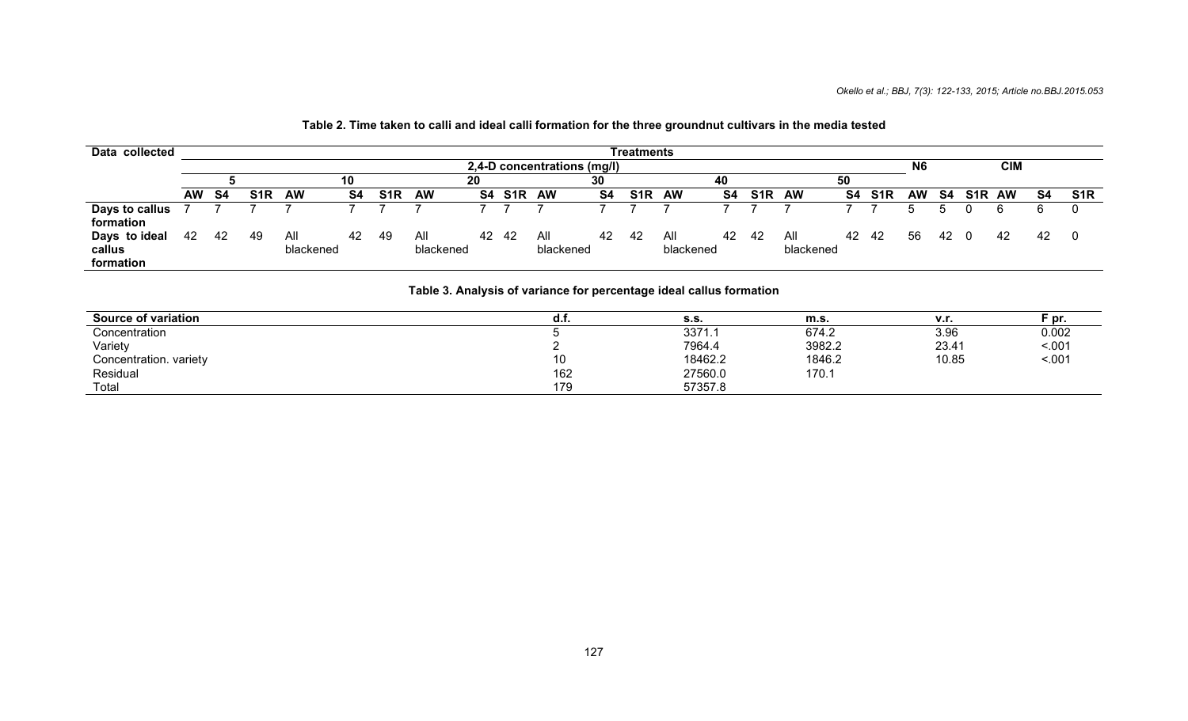**Table 2. Time taken to calli and ideal calli formation for the three groundnut cultivars in the media tested**

| Data collected | Treatments | | | | | | | | | | | | | | | | | | | | | | | |
|---|---|---|---|---|---|---|---|---|---|---|---|---|---|---|---|---|---|---|---|---|---|---|---|---|
| | 2,4-D concentrations (mg/l) | | | | | | | | | | | | | | | | | | N6 | | | CIM | | |
| | 5 | | | 10 | | | 20 | | | 30 | | | 40 | | | 50 | | | | | | | | |
| | **AW** | **S4** | **S1R** | **AW** | **S4** | **S1R** | **AW** | **S4** | **S1R** | **AW** | **S4** | **S1R** | **AW** | **S4** | **S1R** | **AW** | **S4** | **S1R** | **AW** | **S4** | **S1R** | **AW** | **S4** | **S1R** |
| **Days to callus formation** | 7 | 7 | 7 | 7 | 7 | 7 | 7 | 7 | 7 | 7 | 7 | 7 | 7 | 7 | 7 | 7 | 7 | 7 | 5 | 5 | 0 | 6 | 6 | 0 |
| **Days to ideal callus formation** | 42 | 42 | 49 | All blackened | 42 | 49 | All blackened | 42 | 42 | All blackened | 42 | 42 | All blackened | 42 | 42 | All blackened | 42 | 42 | 56 | 42 | 0 | 42 | 42 | 0 |

**Table 3. Analysis of variance for percentage ideal callus formation**

| Source of variation | d.f. | s.s. | m.s. | v.r. | F pr. |
|---|---|---|---|---|---|
| Concentration | 5 | 3371.1 | 674.2 | 3.96 | 0.002 |
| Variety | 2 | 7964.4 | 3982.2 | 23.41 | <.001 |
| Concentration. variety | 10 | 18462.2 | 1846.2 | 10.85 | <.001 |
| Residual | 162 | 27560.0 | 170.1 | | |
| Total | 179 | 57357.8 | | | |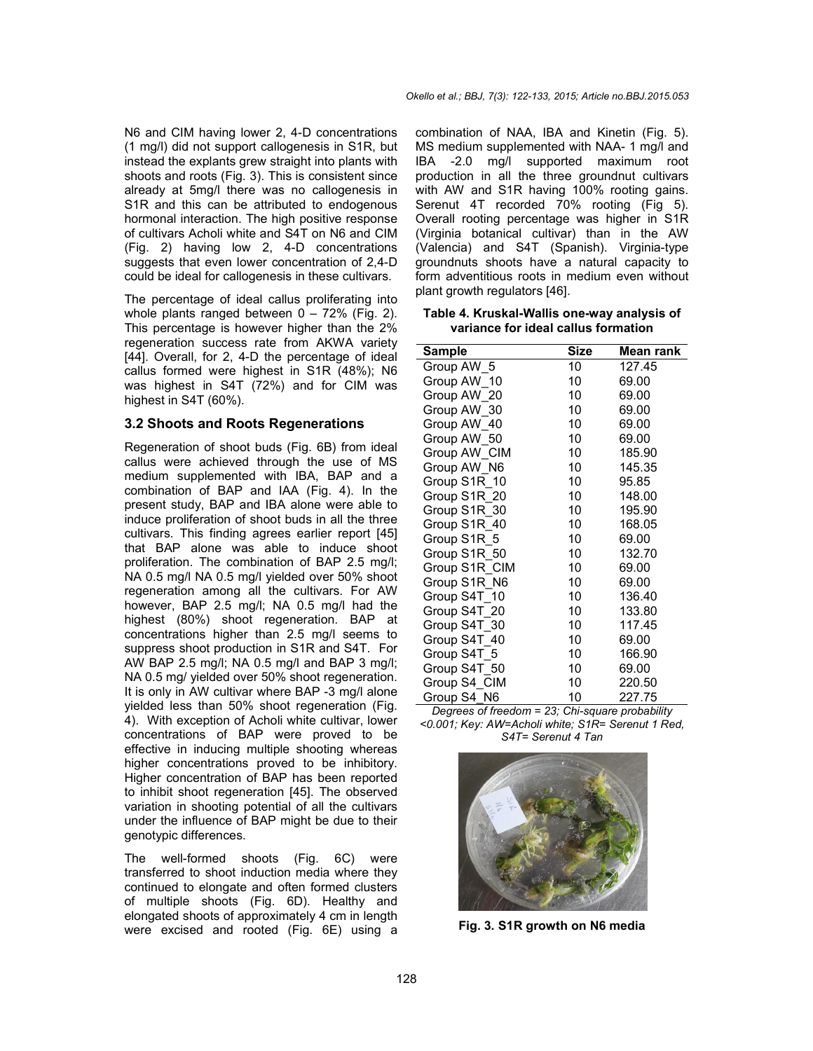N6 and CIM having lower 2, 4-D concentrations (1 mg/l) did not support callogenesis in S1R, but instead the explants grew straight into plants with shoots and roots (Fig. 3). This is consistent since already at 5mg/l there was no callogenesis in S1R and this can be attributed to endogenous hormonal interaction. The high positive response of cultivars Acholi white and S4T on N6 and CIM (Fig. 2) having low 2, 4-D concentrations suggests that even lower concentration of 2,4-D could be ideal for callogenesis in these cultivars.

The percentage of ideal callus proliferating into whole plants ranged between 0 – 72% (Fig. 2). This percentage is however higher than the 2% regeneration success rate from AKWA variety [44]. Overall, for 2, 4-D the percentage of ideal callus formed were highest in S1R (48%); N6 was highest in S4T (72%) and for CIM was highest in S4T (60%).

### 3.2 Shoots and Roots Regenerations

Regeneration of shoot buds (Fig. 6B) from ideal callus were achieved through the use of MS medium supplemented with IBA, BAP and a combination of BAP and IAA (Fig. 4). In the present study, BAP and IBA alone were able to induce proliferation of shoot buds in all the three cultivars. This finding agrees earlier report [45] that BAP alone was able to induce shoot proliferation. The combination of BAP 2.5 mg/l; NA 0.5 mg/l NA 0.5 mg/l yielded over 50% shoot regeneration among all the cultivars. For AW however, BAP 2.5 mg/l; NA 0.5 mg/l had the highest (80%) shoot regeneration. BAP at concentrations higher than 2.5 mg/l seems to suppress shoot production in S1R and S4T. For AW BAP 2.5 mg/l; NA 0.5 mg/l and BAP 3 mg/l; NA 0.5 mg/ yielded over 50% shoot regeneration. It is only in AW cultivar where BAP -3 mg/l alone yielded less than 50% shoot regeneration (Fig. 4). With exception of Acholi white cultivar, lower concentrations of BAP were proved to be effective in inducing multiple shooting whereas higher concentrations proved to be inhibitory. Higher concentration of BAP has been reported to inhibit shoot regeneration [45]. The observed variation in shooting potential of all the cultivars under the influence of BAP might be due to their genotypic differences.

The well-formed shoots (Fig. 6C) were transferred to shoot induction media where they continued to elongate and often formed clusters of multiple shoots (Fig. 6D). Healthy and elongated shoots of approximately 4 cm in length were excised and rooted (Fig. 6E) using a combination of NAA, IBA and Kinetin (Fig. 5). MS medium supplemented with NAA- 1 mg/l and IBA -2.0 mg/l supported maximum root production in all the three groundnut cultivars with AW and S1R having 100% rooting gains. Serenut 4T recorded 70% rooting (Fig 5). Overall rooting percentage was higher in S1R (Virginia botanical cultivar) than in the AW (Valencia) and S4T (Spanish). Virginia-type groundnuts shoots have a natural capacity to form adventitious roots in medium even without plant growth regulators [46].

**Table 4. Kruskal-Wallis one-way analysis of variance for ideal callus formation**

| Sample | Size | Mean rank |
|---|---|---|
| Group AW_5 | 10 | 127.45 |
| Group AW_10 | 10 | 69.00 |
| Group AW_20 | 10 | 69.00 |
| Group AW_30 | 10 | 69.00 |
| Group AW_40 | 10 | 69.00 |
| Group AW_50 | 10 | 69.00 |
| Group AW_CIM | 10 | 185.90 |
| Group AW_N6 | 10 | 145.35 |
| Group S1R_10 | 10 | 95.85 |
| Group S1R_20 | 10 | 148.00 |
| Group S1R_30 | 10 | 195.90 |
| Group S1R_40 | 10 | 168.05 |
| Group S1R_5 | 10 | 69.00 |
| Group S1R_50 | 10 | 132.70 |
| Group S1R_CIM | 10 | 69.00 |
| Group S1R_N6 | 10 | 69.00 |
| Group S4T_10 | 10 | 136.40 |
| Group S4T_20 | 10 | 133.80 |
| Group S4T_30 | 10 | 117.45 |
| Group S4T_40 | 10 | 69.00 |
| Group S4T_5 | 10 | 166.90 |
| Group S4T_50 | 10 | 69.00 |
| Group S4_CIM | 10 | 220.50 |
| Group S4_N6 | 10 | 227.75 |

*Degrees of freedom = 23; Chi-square probability <0.001; Key: AW=Acholi white; S1R= Serenut 1 Red, S4T= Serenut 4 Tan*

**Fig. 3. S1R growth on N6 media**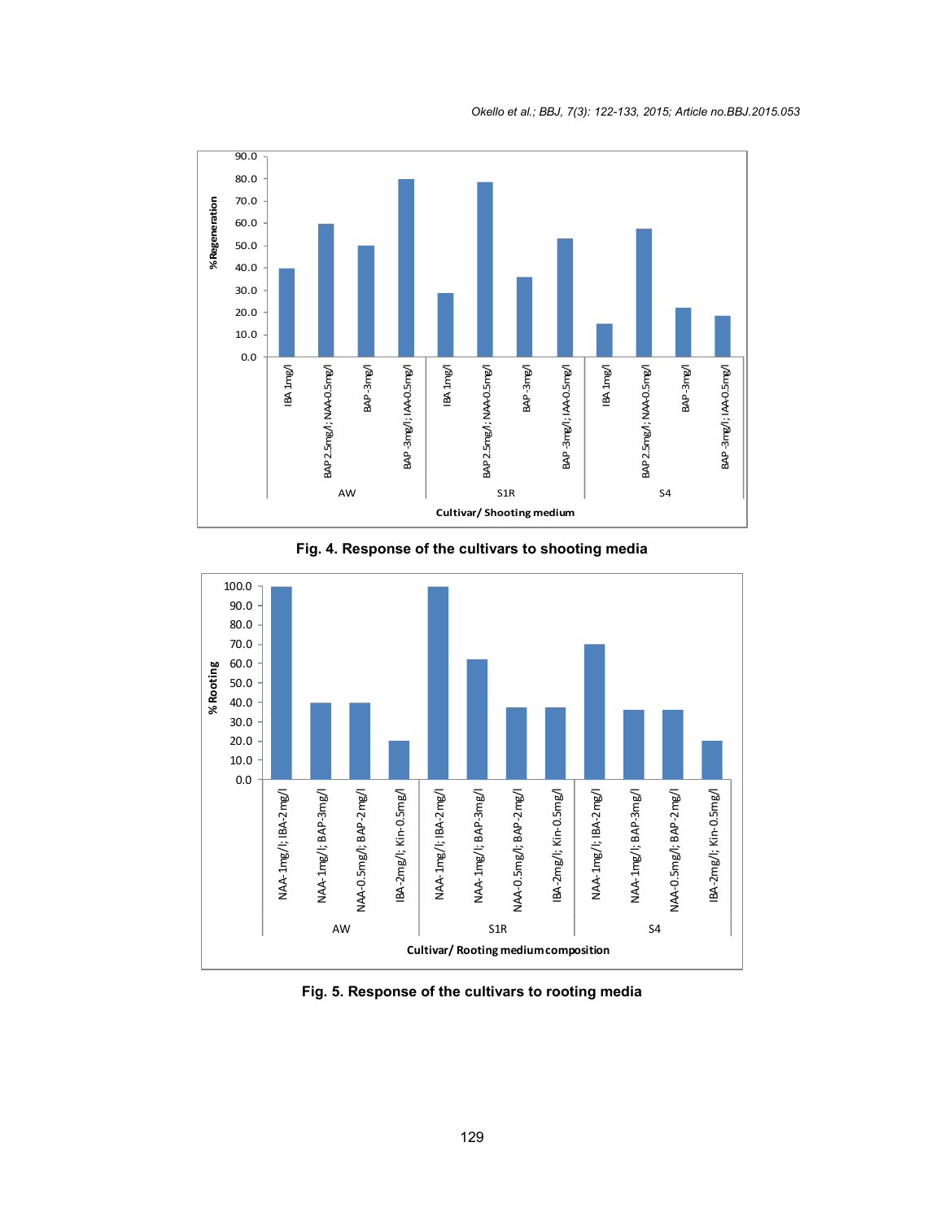Fig. 4. Response of the cultivars to shooting media

Fig. 5. Response of the cultivars to rooting media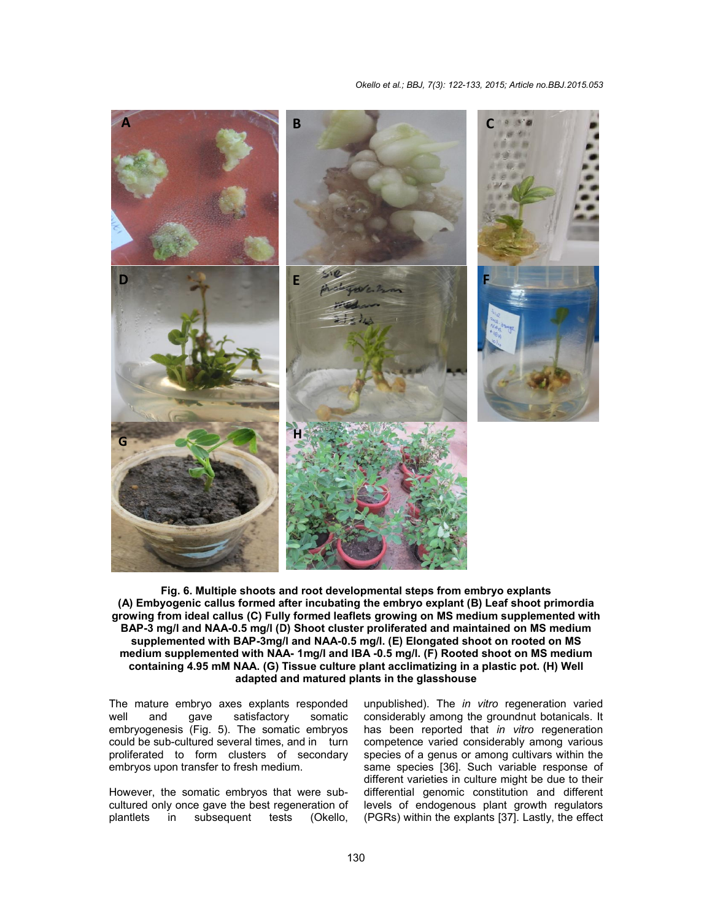**Fig. 6. Multiple shoots and root developmental steps from embryo explants (A) Embyogenic callus formed after incubating the embryo explant (B) Leaf shoot primordia growing from ideal callus (C) Fully formed leaflets growing on MS medium supplemented with BAP-3 mg/l and NAA-0.5 mg/l (D) Shoot cluster proliferated and maintained on MS medium supplemented with BAP-3mg/l and NAA-0.5 mg/l. (E) Elongated shoot on rooted on MS medium supplemented with NAA- 1mg/l and IBA -0.5 mg/l. (F) Rooted shoot on MS medium containing 4.95 mM NAA. (G) Tissue culture plant acclimatizing in a plastic pot. (H) Well adapted and matured plants in the glasshouse**

The mature embryo axes explants responded well and gave satisfactory somatic embryogenesis (Fig. 5). The somatic embryos could be sub-cultured several times, and in turn proliferated to form clusters of secondary embryos upon transfer to fresh medium.

However, the somatic embryos that were sub-cultured only once gave the best regeneration of plantlets in subsequent tests (Okello, unpublished). The *in vitro* regeneration varied considerably among the groundnut botanicals. It has been reported that *in vitro* regeneration competence varied considerably among various species of a genus or among cultivars within the same species [36]. Such variable response of different varieties in culture might be due to their differential genomic constitution and different levels of endogenous plant growth regulators (PGRs) within the explants [37]. Lastly, the effect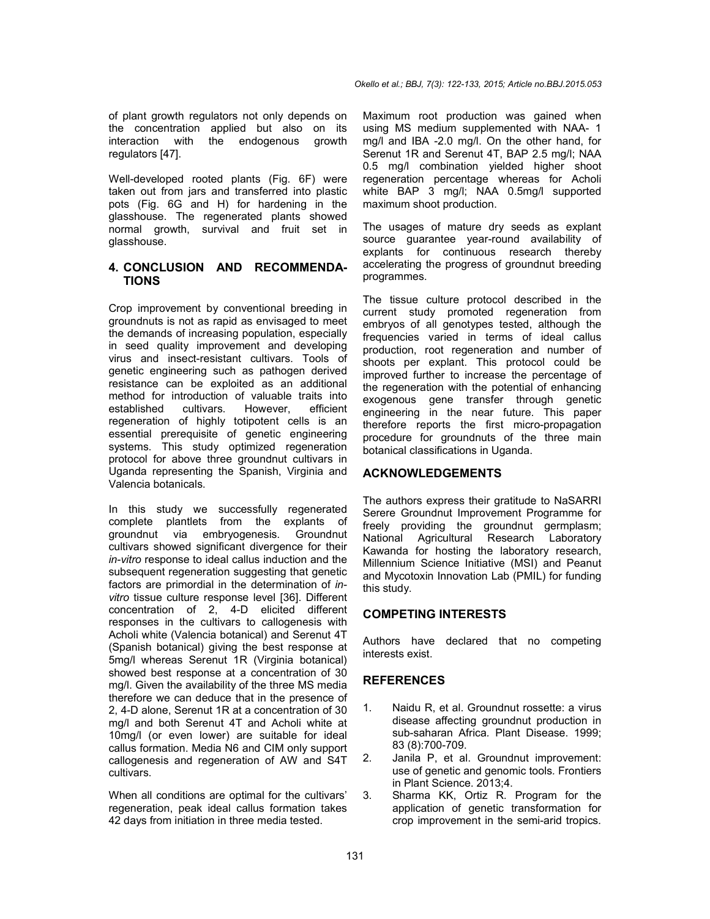of plant growth regulators not only depends on the concentration applied but also on its interaction with the endogenous growth regulators [47].

Well-developed rooted plants (Fig. 6F) were taken out from jars and transferred into plastic pots (Fig. 6G and H) for hardening in the glasshouse. The regenerated plants showed normal growth, survival and fruit set in glasshouse.

## 4. CONCLUSION AND RECOMMENDATIONS

Crop improvement by conventional breeding in groundnuts is not as rapid as envisaged to meet the demands of increasing population, especially in seed quality improvement and developing virus and insect-resistant cultivars. Tools of genetic engineering such as pathogen derived resistance can be exploited as an additional method for introduction of valuable traits into established cultivars. However, efficient regeneration of highly totipotent cells is an essential prerequisite of genetic engineering systems. This study optimized regeneration protocol for above three groundnut cultivars in Uganda representing the Spanish, Virginia and Valencia botanicals.

In this study we successfully regenerated complete plantlets from the explants of groundnut via embryogenesis. Groundnut cultivars showed significant divergence for their *in-vitro* response to ideal callus induction and the subsequent regeneration suggesting that genetic factors are primordial in the determination of *in-vitro* tissue culture response level [36]. Different concentration of 2, 4-D elicited different responses in the cultivars to callogenesis with Acholi white (Valencia botanical) and Serenut 4T (Spanish botanical) giving the best response at 5mg/l whereas Serenut 1R (Virginia botanical) showed best response at a concentration of 30 mg/l. Given the availability of the three MS media therefore we can deduce that in the presence of 2, 4-D alone, Serenut 1R at a concentration of 30 mg/l and both Serenut 4T and Acholi white at 10mg/l (or even lower) are suitable for ideal callus formation. Media N6 and CIM only support callogenesis and regeneration of AW and S4T cultivars.

When all conditions are optimal for the cultivars' regeneration, peak ideal callus formation takes 42 days from initiation in three media tested.

Maximum root production was gained when using MS medium supplemented with NAA- 1 mg/l and IBA -2.0 mg/l. On the other hand, for Serenut 1R and Serenut 4T, BAP 2.5 mg/l; NAA 0.5 mg/l combination yielded higher shoot regeneration percentage whereas for Acholi white BAP 3 mg/l; NAA 0.5mg/l supported maximum shoot production.

The usages of mature dry seeds as explant source guarantee year-round availability of explants for continuous research thereby accelerating the progress of groundnut breeding programmes.

The tissue culture protocol described in the current study promoted regeneration from embryos of all genotypes tested, although the frequencies varied in terms of ideal callus production, root regeneration and number of shoots per explant. This protocol could be improved further to increase the percentage of the regeneration with the potential of enhancing exogenous gene transfer through genetic engineering in the near future. This paper therefore reports the first micro-propagation procedure for groundnuts of the three main botanical classifications in Uganda.

## ACKNOWLEDGEMENTS

The authors express their gratitude to NaSARRI Serere Groundnut Improvement Programme for freely providing the groundnut germplasm; National Agricultural Research Laboratory Kawanda for hosting the laboratory research, Millennium Science Initiative (MSI) and Peanut and Mycotoxin Innovation Lab (PMIL) for funding this study.

## COMPETING INTERESTS

Authors have declared that no competing interests exist.

## REFERENCES

1. Naidu R, et al. Groundnut rossette: a virus disease affecting groundnut production in sub-saharan Africa. Plant Disease. 1999; 83 (8):700-709.
2. Janila P, et al. Groundnut improvement: use of genetic and genomic tools. Frontiers in Plant Science. 2013;4.
3. Sharma KK, Ortiz R. Program for the application of genetic transformation for crop improvement in the semi-arid tropics.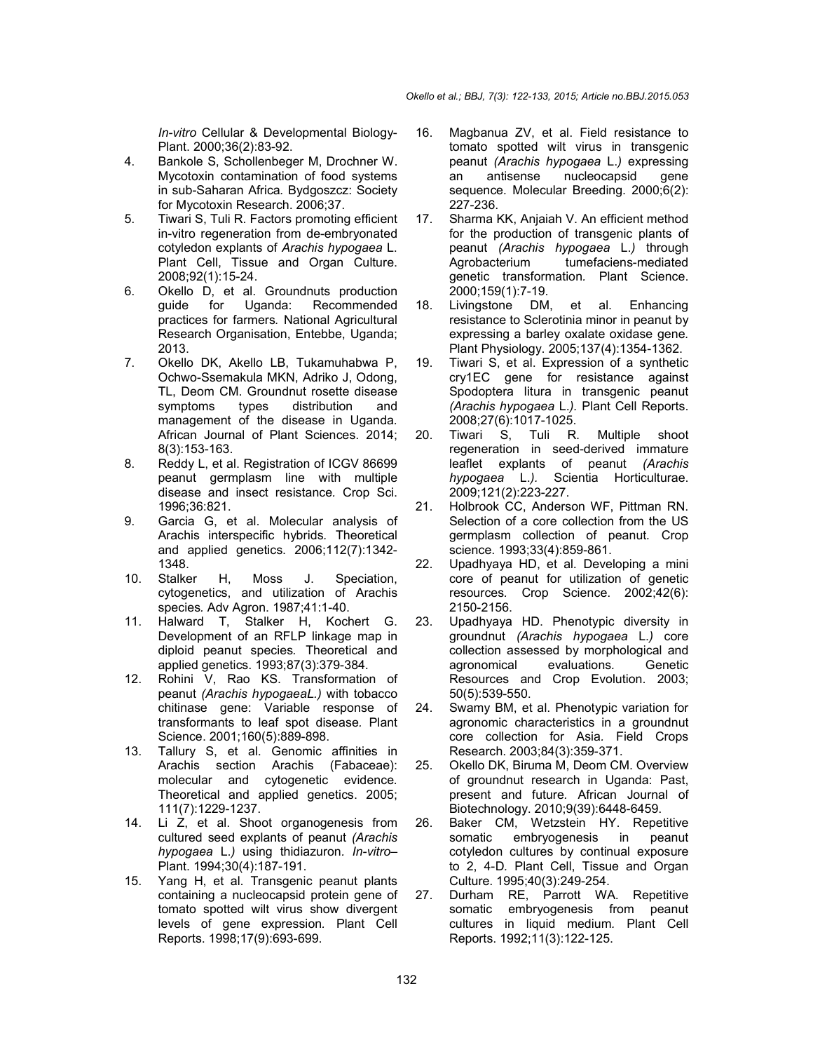*In-vitro* Cellular & Developmental Biology-Plant. 2000;36(2):83-92.

4. Bankole S, Schollenbeger M, Drochner W. Mycotoxin contamination of food systems in sub-Saharan Africa. Bydgoszcz: Society for Mycotoxin Research. 2006;37.
5. Tiwari S, Tuli R. Factors promoting efficient in-vitro regeneration from de-embryonated cotyledon explants of *Arachis hypogaea* L. Plant Cell, Tissue and Organ Culture. 2008;92(1):15-24.
6. Okello D, et al. Groundnuts production guide for Uganda: Recommended practices for farmers. National Agricultural Research Organisation, Entebbe, Uganda; 2013.
7. Okello DK, Akello LB, Tukamuhabwa P, Ochwo-Ssemakula MKN, Adriko J, Odong, TL, Deom CM. Groundnut rosette disease symptoms types distribution and management of the disease in Uganda. African Journal of Plant Sciences. 2014; 8(3):153-163.
8. Reddy L, et al. Registration of ICGV 86699 peanut germplasm line with multiple disease and insect resistance. Crop Sci. 1996;36:821.
9. Garcia G, et al. Molecular analysis of Arachis interspecific hybrids. Theoretical and applied genetics. 2006;112(7):1342-1348.
10. Stalker H, Moss J. Speciation, cytogenetics, and utilization of Arachis species. Adv Agron. 1987;41:1-40.
11. Halward T, Stalker H, Kochert G. Development of an RFLP linkage map in diploid peanut species. Theoretical and applied genetics. 1993;87(3):379-384.
12. Rohini V, Rao KS. Transformation of peanut *(Arachis hypogaeaL.)* with tobacco chitinase gene: Variable response of transformants to leaf spot disease. Plant Science. 2001;160(5):889-898.
13. Tallury S, et al. Genomic affinities in Arachis section Arachis (Fabaceae): molecular and cytogenetic evidence. Theoretical and applied genetics. 2005; 111(7):1229-1237.
14. Li Z, et al. Shoot organogenesis from cultured seed explants of peanut *(Arachis hypogaea* L.*)* using thidiazuron. *In-vitro*–Plant. 1994;30(4):187-191.
15. Yang H, et al. Transgenic peanut plants containing a nucleocapsid protein gene of tomato spotted wilt virus show divergent levels of gene expression. Plant Cell Reports. 1998;17(9):693-699.
16. Magbanua ZV, et al. Field resistance to tomato spotted wilt virus in transgenic peanut *(Arachis hypogaea* L.*)* expressing an antisense nucleocapsid gene sequence. Molecular Breeding. 2000;6(2): 227-236.
17. Sharma KK, Anjaiah V. An efficient method for the production of transgenic plants of peanut *(Arachis hypogaea* L.*)* through Agrobacterium tumefaciens-mediated genetic transformation. Plant Science. 2000;159(1):7-19.
18. Livingstone DM, et al. Enhancing resistance to Sclerotinia minor in peanut by expressing a barley oxalate oxidase gene. Plant Physiology. 2005;137(4):1354-1362.
19. Tiwari S, et al. Expression of a synthetic cry1EC gene for resistance against Spodoptera litura in transgenic peanut *(Arachis hypogaea* L.*)*. Plant Cell Reports. 2008;27(6):1017-1025.
20. Tiwari S, Tuli R. Multiple shoot regeneration in seed-derived immature leaflet explants of peanut *(Arachis hypogaea* L.*)*. Scientia Horticulturae. 2009;121(2):223-227.
21. Holbrook CC, Anderson WF, Pittman RN. Selection of a core collection from the US germplasm collection of peanut. Crop science. 1993;33(4):859-861.
22. Upadhyaya HD, et al. Developing a mini core of peanut for utilization of genetic resources. Crop Science. 2002;42(6): 2150-2156.
23. Upadhyaya HD. Phenotypic diversity in groundnut *(Arachis hypogaea* L.*)* core collection assessed by morphological and agronomical evaluations. Genetic Resources and Crop Evolution. 2003; 50(5):539-550.
24. Swamy BM, et al. Phenotypic variation for agronomic characteristics in a groundnut core collection for Asia. Field Crops Research. 2003;84(3):359-371.
25. Okello DK, Biruma M, Deom CM. Overview of groundnut research in Uganda: Past, present and future. African Journal of Biotechnology. 2010;9(39):6448-6459.
26. Baker CM, Wetzstein HY. Repetitive somatic embryogenesis in peanut cotyledon cultures by continual exposure to 2, 4-D. Plant Cell, Tissue and Organ Culture. 1995;40(3):249-254.
27. Durham RE, Parrott WA. Repetitive somatic embryogenesis from peanut cultures in liquid medium. Plant Cell Reports. 1992;11(3):122-125.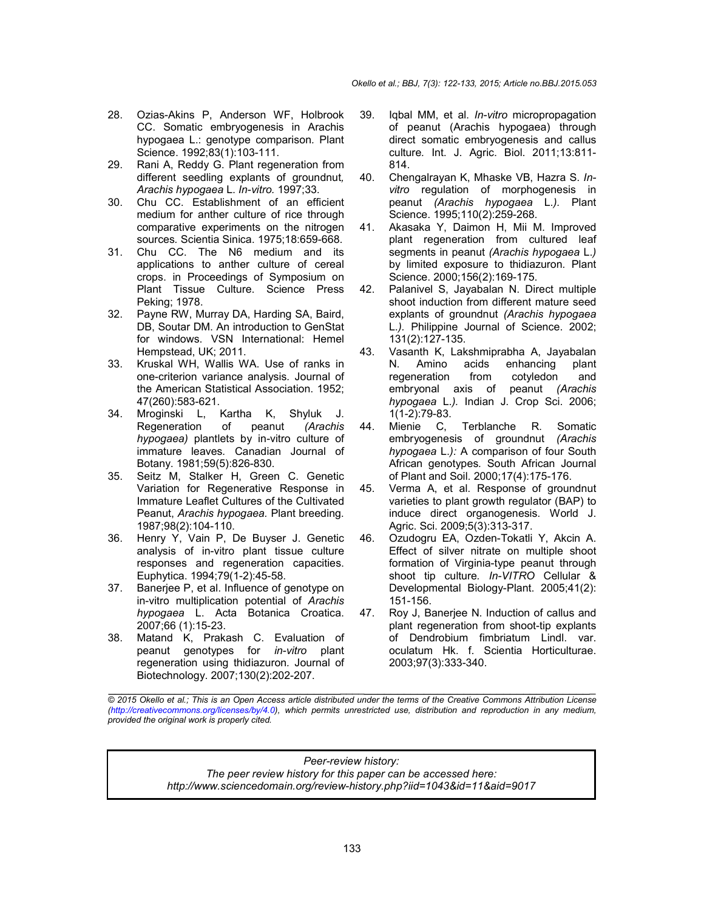28. Ozias-Akins P, Anderson WF, Holbrook CC. Somatic embryogenesis in Arachis hypogaea L.: genotype comparison. Plant Science. 1992;83(1):103-111.
29. Rani A, Reddy G. Plant regeneration from different seedling explants of groundnut, *Arachis hypogaea* L. *In-vitro*. 1997;33.
30. Chu CC. Establishment of an efficient medium for anther culture of rice through comparative experiments on the nitrogen sources. Scientia Sinica. 1975;18:659-668.
31. Chu CC. The N6 medium and its applications to anther culture of cereal crops. in Proceedings of Symposium on Plant Tissue Culture. Science Press Peking; 1978.
32. Payne RW, Murray DA, Harding SA, Baird, DB, Soutar DM. An introduction to GenStat for windows. VSN International: Hemel Hempstead, UK; 2011.
33. Kruskal WH, Wallis WA. Use of ranks in one-criterion variance analysis. Journal of the American Statistical Association. 1952; 47(260):583-621.
34. Mroginski L, Kartha K, Shyluk J. Regeneration of peanut *(Arachis hypogaea)* plantlets by in-vitro culture of immature leaves. Canadian Journal of Botany. 1981;59(5):826-830.
35. Seitz M, Stalker H, Green C. Genetic Variation for Regenerative Response in Immature Leaflet Cultures of the Cultivated Peanut, *Arachis hypogaea.* Plant breeding. 1987;98(2):104-110.
36. Henry Y, Vain P, De Buyser J. Genetic analysis of in-vitro plant tissue culture responses and regeneration capacities. Euphytica. 1994;79(1-2):45-58.
37. Banerjee P, et al. Influence of genotype on in-vitro multiplication potential of *Arachis hypogaea* L. Acta Botanica Croatica. 2007;66 (1):15-23.
38. Matand K, Prakash C. Evaluation of peanut genotypes for *in-vitro* plant regeneration using thidiazuron. Journal of Biotechnology. 2007;130(2):202-207.
39. Iqbal MM, et al. *In-vitro* micropropagation of peanut (Arachis hypogaea) through direct somatic embryogenesis and callus culture. Int. J. Agric. Biol. 2011;13:811-814.
40. Chengalrayan K, Mhaske VB, Hazra S. *In-vitro* regulation of morphogenesis in peanut *(Arachis hypogaea* L.*)*. Plant Science. 1995;110(2):259-268.
41. Akasaka Y, Daimon H, Mii M. Improved plant regeneration from cultured leaf segments in peanut *(Arachis hypogaea* L.*)* by limited exposure to thidiazuron. Plant Science. 2000;156(2):169-175.
42. Palanivel S, Jayabalan N. Direct multiple shoot induction from different mature seed explants of groundnut *(Arachis hypogaea* L.*)*. Philippine Journal of Science. 2002; 131(2):127-135.
43. Vasanth K, Lakshmiprabha A, Jayabalan N. Amino acids enhancing plant regeneration from cotyledon and embryonal axis of peanut *(Arachis hypogaea* L.*)*. Indian J. Crop Sci. 2006; 1(1-2):79-83.
44. Mienie C, Terblanche R. Somatic embryogenesis of groundnut *(Arachis hypogaea* L.*)*: A comparison of four South African genotypes. South African Journal of Plant and Soil. 2000;17(4):175-176.
45. Verma A, et al. Response of groundnut varieties to plant growth regulator (BAP) to induce direct organogenesis. World J. Agric. Sci. 2009;5(3):313-317.
46. Ozudogru EA, Ozden-Tokatli Y, Akcin A. Effect of silver nitrate on multiple shoot formation of Virginia-type peanut through shoot tip culture. *In-VITRO* Cellular & Developmental Biology-Plant. 2005;41(2): 151-156.
47. Roy J, Banerjee N. Induction of callus and plant regeneration from shoot-tip explants of Dendrobium fimbriatum Lindl. var. oculatum Hk. f. Scientia Horticulturae. 2003;97(3):333-340.

---

*© 2015 Okello et al.; This is an Open Access article distributed under the terms of the Creative Commons Attribution License (http://creativecommons.org/licenses/by/4.0), which permits unrestricted use, distribution and reproduction in any medium, provided the original work is properly cited.*

*Peer-review history:*
*The peer review history for this paper can be accessed here:*
*http://www.sciencedomain.org/review-history.php?iid=1043&id=11&aid=9017*